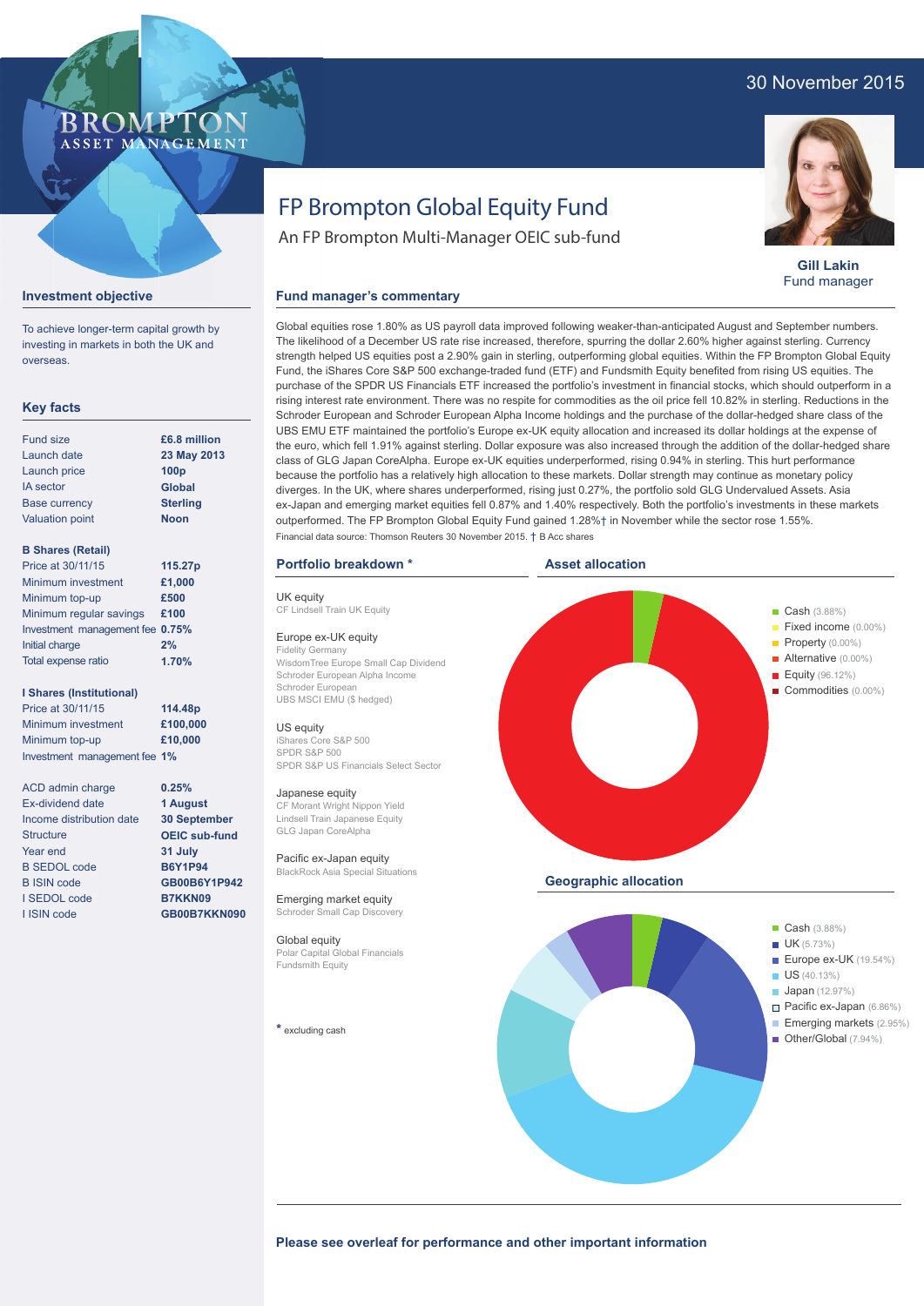30 November 2015

# FP Brompton Global Equity Fund

An FP Brompton Multi-Manager OEIC sub-fund

**Gill Lakin**
Fund manager

## Investment objective

To achieve longer-term capital growth by investing in markets in both the UK and overseas.

## Key facts

| | |
|---|---|
| Fund size | **£6.8 million** |
| Launch date | **23 May 2013** |
| Launch price | **100p** |
| IA sector | **Global** |
| Base currency | **Sterling** |
| Valuation point | **Noon** |

**B Shares (Retail)**

| | |
|---|---|
| Price at 30/11/15 | **115.27p** |
| Minimum investment | **£1,000** |
| Minimum top-up | **£500** |
| Minimum regular savings | **£100** |
| Investment management fee | **0.75%** |
| Initial charge | **2%** |
| Total expense ratio | **1.70%** |

**I Shares (Institutional)**

| | |
|---|---|
| Price at 30/11/15 | **114.48p** |
| Minimum investment | **£100,000** |
| Minimum top-up | **£10,000** |
| Investment management fee | **1%** |

| | |
|---|---|
| ACD admin charge | **0.25%** |
| Ex-dividend date | **1 August** |
| Income distribution date | **30 September** |
| Structure | **OEIC sub-fund** |
| Year end | **31 July** |
| B SEDOL code | **B6Y1P94** |
| B ISIN code | **GB00B6Y1P942** |
| I SEDOL code | **B7KKN09** |
| I ISIN code | **GB00B7KKN090** |

## Fund manager's commentary

Global equities rose 1.80% as US payroll data improved following weaker-than-anticipated August and September numbers. The likelihood of a December US rate rise increased, therefore, spurring the dollar 2.60% higher against sterling. Currency strength helped US equities post a 2.90% gain in sterling, outperforming global equities. Within the FP Brompton Global Equity Fund, the iShares Core S&P 500 exchange-traded fund (ETF) and Fundsmith Equity benefited from rising US equities. The purchase of the SPDR US Financials ETF increased the portfolio's investment in financial stocks, which should outperform in a rising interest rate environment. There was no respite for commodities as the oil price fell 10.82% in sterling. Reductions in the Schroder European and Schroder European Alpha Income holdings and the purchase of the dollar-hedged share class of the UBS EMU ETF maintained the portfolio's Europe ex-UK equity allocation and increased its dollar holdings at the expense of the euro, which fell 1.91% against sterling. Dollar exposure was also increased through the addition of the dollar-hedged share class of GLG Japan CoreAlpha. Europe ex-UK equities underperformed, rising 0.94% in sterling. This hurt performance because the portfolio has a relatively high allocation to these markets. Dollar strength may continue as monetary policy diverges. In the UK, where shares underperformed, rising just 0.27%, the portfolio sold GLG Undervalued Assets. Asia ex-Japan and emerging market equities fell 0.87% and 1.40% respectively. Both the portfolio's investments in these markets outperformed. The FP Brompton Global Equity Fund gained 1.28%† in November while the sector rose 1.55%.

Financial data source: Thomson Reuters 30 November 2015. † B Acc shares

## Portfolio breakdown *

**UK equity**
CF Lindsell Train UK Equity

**Europe ex-UK equity**
Fidelity Germany
WisdomTree Europe Small Cap Dividend
Schroder European Alpha Income
Schroder European
UBS MSCI EMU ($ hedged)

**US equity**
iShares Core S&P 500
SPDR S&P 500
SPDR S&P US Financials Select Sector

**Japanese equity**
CF Morant Wright Nippon Yield
Lindsell Train Japanese Equity
GLG Japan CoreAlpha

**Pacific ex-Japan equity**
BlackRock Asia Special Situations

**Emerging market equity**
Schroder Small Cap Discovery

**Global equity**
Polar Capital Global Financials
Fundsmith Equity

* excluding cash

## Asset allocation

- Cash (3.88%)
- Fixed income (0.00%)
- Property (0.00%)
- Alternative (0.00%)
- Equity (96.12%)
- Commodities (0.00%)

## Geographic allocation

- Cash (3.88%)
- UK (5.73%)
- Europe ex-UK (19.54%)
- US (40.13%)
- Japan (12.97%)
- Pacific ex-Japan (6.86%)
- Emerging markets (2.95%)
- Other/Global (7.94%)

**Please see overleaf for performance and other important information**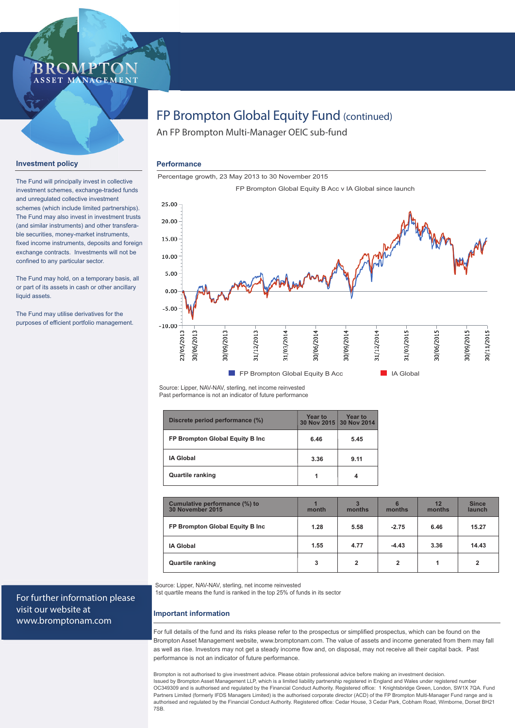# FP Brompton Global Equity Fund (continued)

An FP Brompton Multi-Manager OEIC sub-fund

## Investment policy

The Fund will principally invest in collective investment schemes, exchange-traded funds and unregulated collective investment schemes (which include limited partnerships). The Fund may also invest in investment trusts (and similar instruments) and other transferable securities, money-market instruments, fixed income instruments, deposits and foreign exchange contracts. Investments will not be confined to any particular sector.

The Fund may hold, on a temporary basis, all or part of its assets in cash or other ancillary liquid assets.

The Fund may utilise derivatives for the purposes of efficient portfolio management.

## Performance

Percentage growth, 23 May 2013 to 30 November 2015

FP Brompton Global Equity B Acc v IA Global since launch

25.00
20.00
15.00
10.00
5.00
0.00
-5.00
-10.00

23/05/2013
30/06/2013
30/09/2013
31/12/2013
31/03/2014
30/06/2014
30/09/2014
31/12/2014
31/03/2015
30/06/2015
30/09/2015
30/11/2015

FP Brompton Global Equity B Acc
IA Global

Source: Lipper, NAV-NAV, sterling, net income reinvested
Past performance is not an indicator of future performance

| Discrete period performance (%) | Year to 30 Nov 2015 | Year to 30 Nov 2014 |
|---|---|---|
| FP Brompton Global Equity B Inc | 6.46 | 5.45 |
| IA Global | 3.36 | 9.11 |
| Quartile ranking | 1 | 4 |

| Cumulative performance (%) to 30 November 2015 | 1 month | 3 months | 6 months | 12 months | Since launch |
|---|---|---|---|---|---|
| FP Brompton Global Equity B Inc | 1.28 | 5.58 | -2.75 | 6.46 | 15.27 |
| IA Global | 1.55 | 4.77 | -4.43 | 3.36 | 14.43 |
| Quartile ranking | 3 | 2 | 2 | 1 | 2 |

Source: Lipper, NAV-NAV, sterling, net income reinvested
1st quartile means the fund is ranked in the top 25% of funds in its sector

For further information please visit our website at www.bromptonam.com

## Important information

For full details of the fund and its risks please refer to the prospectus or simplified prospectus, which can be found on the Brompton Asset Management website, www.bromptonam.com. The value of assets and income generated from them may fall as well as rise. Investors may not get a steady income flow and, on disposal, may not receive all their capital back. Past performance is not an indicator of future performance.

Brompton is not authorised to give investment advice. Please obtain professional advice before making an investment decision.
Issued by Brompton Asset Management LLP, which is a limited liability partnership registered in England and Wales under registered number OC349309 and is authorised and regulated by the Financial Conduct Authority. Registered office: 1 Knightsbridge Green, London, SW1X 7QA. Fund Partners Limited (formerly IFDS Managers Limited) is the authorised corporate director (ACD) of the FP Brompton Multi-Manager Fund range and is authorised and regulated by the Financial Conduct Authority. Registered office: Cedar House, 3 Cedar Park, Cobham Road, Wimborne, Dorset BH21 7SB.